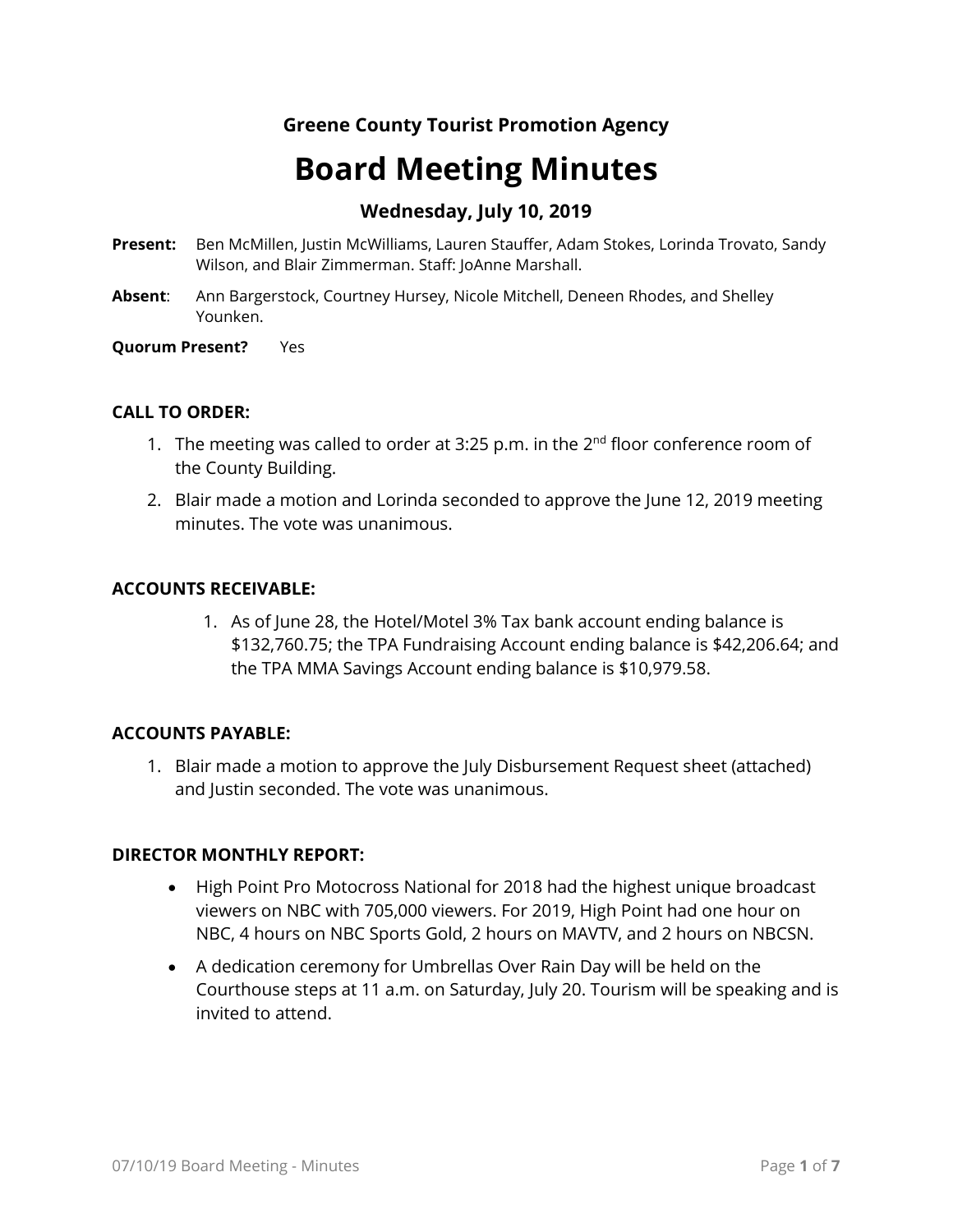**Greene County Tourist Promotion Agency**

# Board Meeting Minutes

### Wednesday, July 10, 2019

**Present:** Ben McMillen, Justin McWilliams, Lauren Stauffer, Adam Stokes, Lorinda Trovato, Sandy Wilson, and Blair Zimmerman. Staff: JoAnne Marshall.

**Absent**: Ann Bargerstock, Courtney Hursey, Nicole Mitchell, Deneen Rhodes, and Shelley Younken.

**Quorum Present?** Yes

**CALL TO ORDER:**

1. The meeting was called to order at 3:25 p.m. in the 2nd floor conference room of the County Building.
2. Blair made a motion and Lorinda seconded to approve the June 12, 2019 meeting minutes. The vote was unanimous.

**ACCOUNTS RECEIVABLE:**

1. As of June 28, the Hotel/Motel 3% Tax bank account ending balance is $132,760.75; the TPA Fundraising Account ending balance is $42,206.64; and the TPA MMA Savings Account ending balance is $10,979.58.

**ACCOUNTS PAYABLE:**

1. Blair made a motion to approve the July Disbursement Request sheet (attached) and Justin seconded. The vote was unanimous.

**DIRECTOR MONTHLY REPORT:**

- High Point Pro Motocross National for 2018 had the highest unique broadcast viewers on NBC with 705,000 viewers. For 2019, High Point had one hour on NBC, 4 hours on NBC Sports Gold, 2 hours on MAVTV, and 2 hours on NBCSN.
- A dedication ceremony for Umbrellas Over Rain Day will be held on the Courthouse steps at 11 a.m. on Saturday, July 20. Tourism will be speaking and is invited to attend.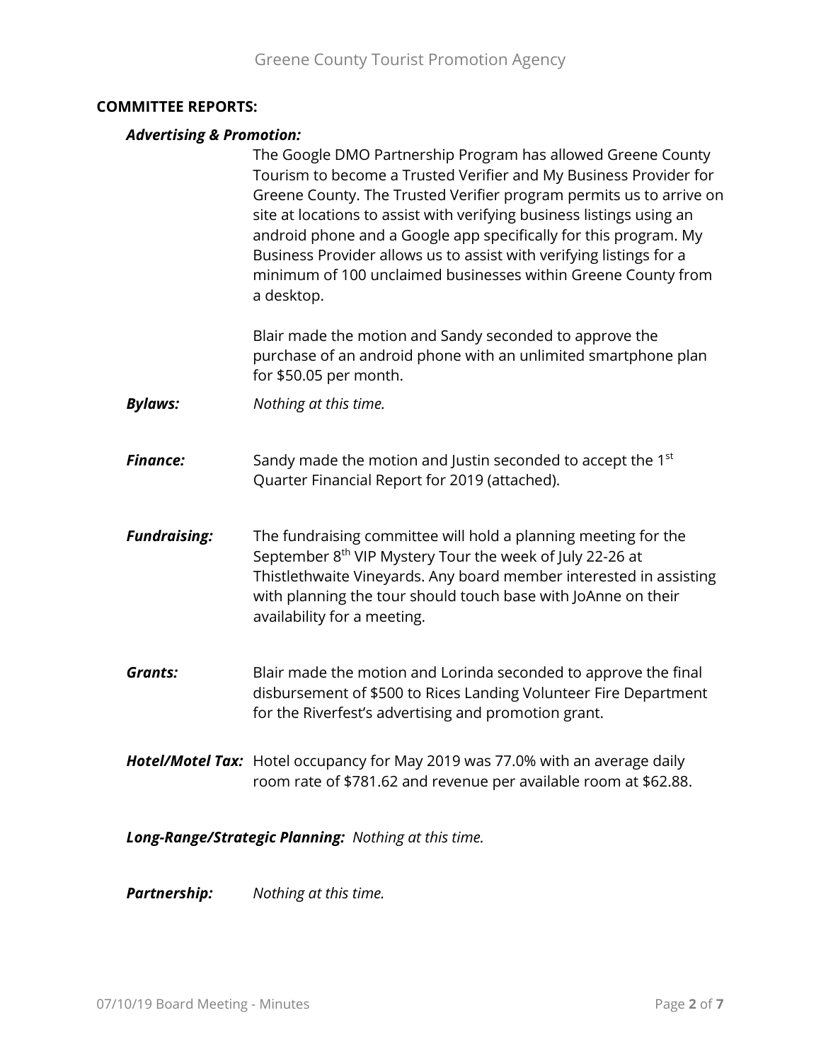## COMMITTEE REPORTS:

***Advertising & Promotion:***

The Google DMO Partnership Program has allowed Greene County Tourism to become a Trusted Verifier and My Business Provider for Greene County. The Trusted Verifier program permits us to arrive on site at locations to assist with verifying business listings using an android phone and a Google app specifically for this program. My Business Provider allows us to assist with verifying listings for a minimum of 100 unclaimed businesses within Greene County from a desktop.

Blair made the motion and Sandy seconded to approve the purchase of an android phone with an unlimited smartphone plan for $50.05 per month.

***Bylaws:*** *Nothing at this time.*

***Finance:*** Sandy made the motion and Justin seconded to accept the 1st Quarter Financial Report for 2019 (attached).

***Fundraising:*** The fundraising committee will hold a planning meeting for the September 8th VIP Mystery Tour the week of July 22-26 at Thistlethwaite Vineyards. Any board member interested in assisting with planning the tour should touch base with JoAnne on their availability for a meeting.

***Grants:*** Blair made the motion and Lorinda seconded to approve the final disbursement of $500 to Rices Landing Volunteer Fire Department for the Riverfest's advertising and promotion grant.

***Hotel/Motel Tax:*** Hotel occupancy for May 2019 was 77.0% with an average daily room rate of $781.62 and revenue per available room at $62.88.

***Long-Range/Strategic Planning:*** *Nothing at this time.*

***Partnership:*** *Nothing at this time.*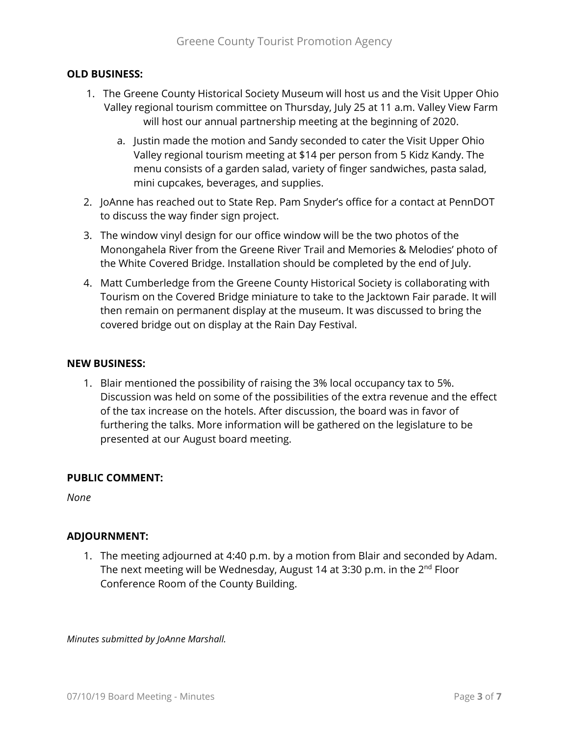**OLD BUSINESS:**

1. The Greene County Historical Society Museum will host us and the Visit Upper Ohio Valley regional tourism committee on Thursday, July 25 at 11 a.m. Valley View Farm will host our annual partnership meeting at the beginning of 2020.
   a. Justin made the motion and Sandy seconded to cater the Visit Upper Ohio Valley regional tourism meeting at $14 per person from 5 Kidz Kandy. The menu consists of a garden salad, variety of finger sandwiches, pasta salad, mini cupcakes, beverages, and supplies.
2. JoAnne has reached out to State Rep. Pam Snyder's office for a contact at PennDOT to discuss the way finder sign project.
3. The window vinyl design for our office window will be the two photos of the Monongahela River from the Greene River Trail and Memories & Melodies' photo of the White Covered Bridge. Installation should be completed by the end of July.
4. Matt Cumberledge from the Greene County Historical Society is collaborating with Tourism on the Covered Bridge miniature to take to the Jacktown Fair parade. It will then remain on permanent display at the museum. It was discussed to bring the covered bridge out on display at the Rain Day Festival.

**NEW BUSINESS:**

1. Blair mentioned the possibility of raising the 3% local occupancy tax to 5%. Discussion was held on some of the possibilities of the extra revenue and the effect of the tax increase on the hotels. After discussion, the board was in favor of furthering the talks. More information will be gathered on the legislature to be presented at our August board meeting.

**PUBLIC COMMENT:**

*None*

**ADJOURNMENT:**

1. The meeting adjourned at 4:40 p.m. by a motion from Blair and seconded by Adam. The next meeting will be Wednesday, August 14 at 3:30 p.m. in the 2nd Floor Conference Room of the County Building.

*Minutes submitted by JoAnne Marshall.*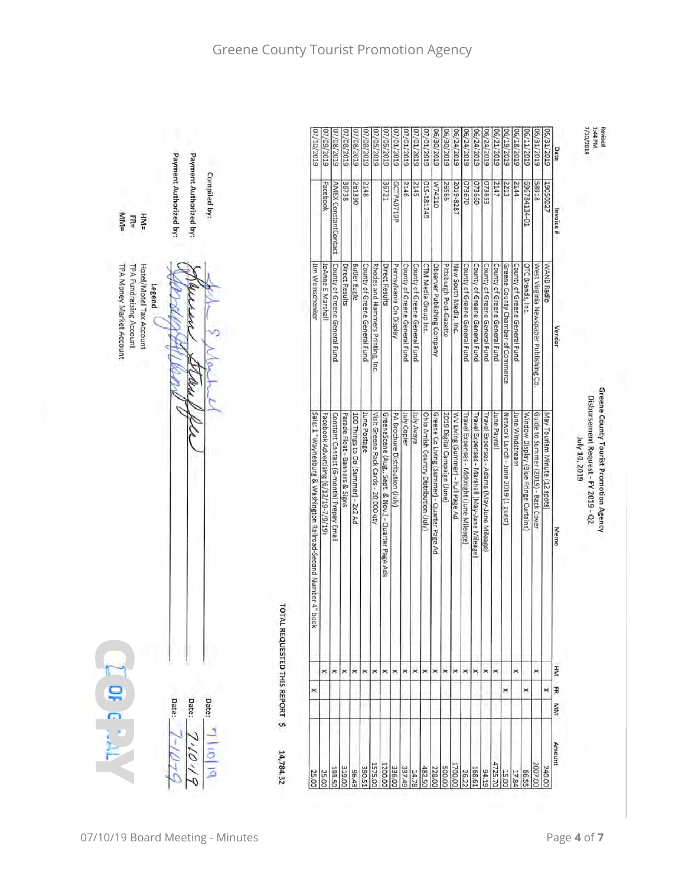Revised
1:44 PM
7/10/2019

# Greene County Tourist Promotion Agency

## Disbursement Request - FY 2019 - Q2

July 10, 2019

| Date | Invoice # | Vendor | Memo | HM | FR | MM | Amount |
|---|---|---|---|---|---|---|---|
| 05/31/2019 | 19050027 | WANB Radio | May Tourism Minute (12 spots) | | x | | 240.00 |
| 05/31/2019 | 58918 | West Virginia Newspaper Publishing Co. | Guide to Summer (2019) - Back Cover | x | | | 2007.00 |
| 06/11/2019 | 69678​4134-01 | OTC Brands, Inc. | Window Display (Blue Fringe Curtains) | | x | | 66.55 |
| 06/18/2019 | 2144 | County of Greene General Fund | June Windstream | x | | | 17.84 |
| 06/19/2019 | 2213 | Greene County Chamber of Commerce | Network Lunch - June 2019 (1 guest) | | x | | 15.00 |
| 06/21/2019 | 2147 | County of Greene General Fund | June Payroll | x | | | 4725.70 |
| 06/24/2019 | 073653 | County of Greene General Fund | Travel Expenses - Adams (May-June Mileage) | x | | | 94.19 |
| 06/24/2019 | 073660 | County of Greene General Fund | Travel Expenses - Marshall (May-June Mileage) | x | | | 168.61 |
| 06/24/2019 | 073670 | County of Greene General Fund | Travel Expenses - McKnight (June Mileage) | x | | | 26.22 |
| 06/24/2019 | 2019-8287 | New South Media, Inc. | WV Living (Summer) - Full Page Ad | x | | | 1700.00 |
| 06/30/2019 | 26566 | Pittsburgh Post-Gazette | 2019 Digital Campaign (June) | x | | | 500.00 |
| 06/30/2019 | W74210 | Observer Publishing Company | Greene Co Living (Summer) - Quarter Page Ad | x | | | 228.00 |
| 07/01/2019 | 01S-181249 | CTM Media Group Inc. | Ohio Amish Country Distribution (July) | x | | | 482.50 |
| 07/01/2019 | 2145 | County of Greene General Fund | July Avaya | x | | | 14.78 |
| 07/01/2019 | 2146 | County of Greene General Fund | July Copier | x | | | 337.49 |
| 07/01/2019 | GCTPA0719P | Pennsylvania On Display | PA Brochure Distribution (July) | x | | | 336.00 |
| 07/05/2019 | 36721 | Direct Results | GreeneScene (Aug., Sept. & Nov.) - Quarter Page Ads | x | | | 1200.00 |
| 07/05/2019 | | Rhodes and Hammers Printing, Inc. | Visit Greene Rack Cards - 20,000 qty | x | | | 1575.00 |
| 07/08/2019 | 2148 | County of Greene General Fund | June Postage | x | | | 390.51 |
| 07/08/2019 | 261390 | Butler Eagle | 100 Things to Do (Summer) - 2x2 Ad | x | | | 96.43 |
| 07/08/2019 | 36738 | Direct Results | Parade Float - Banners & Signs | x | | | 319.00 |
| 07/08/2019 | AMEX ConstantContact | County of Greene General Fund | Constant Contact (6-month) Prepay Email | x | | | 193.50 |
| 07/09/2019 | Facebook | JoAnne E Marshall | Facebook Advertising (6/12/19-7/9/19) | x | | | 25.00 |
| 07/10/2019 | | Jim Weinschenker | Sale: 1 "Waynesburg & Washington Railroad-Second Number 4" book | | x | | 25.00 |

**TOTAL REQUESTED THIS REPORT $ 14,784.32**

Compiled by: [signature] Date: 7/10/19

Payment Authorized by: [signature] Date: 7/10/19

Payment Authorized by: [signature] Date: 7-10-19

**Legend**

HM= Hotel/Motel Tax Account
FR= TPA Fundraising Account
MM= TPA Money Market Account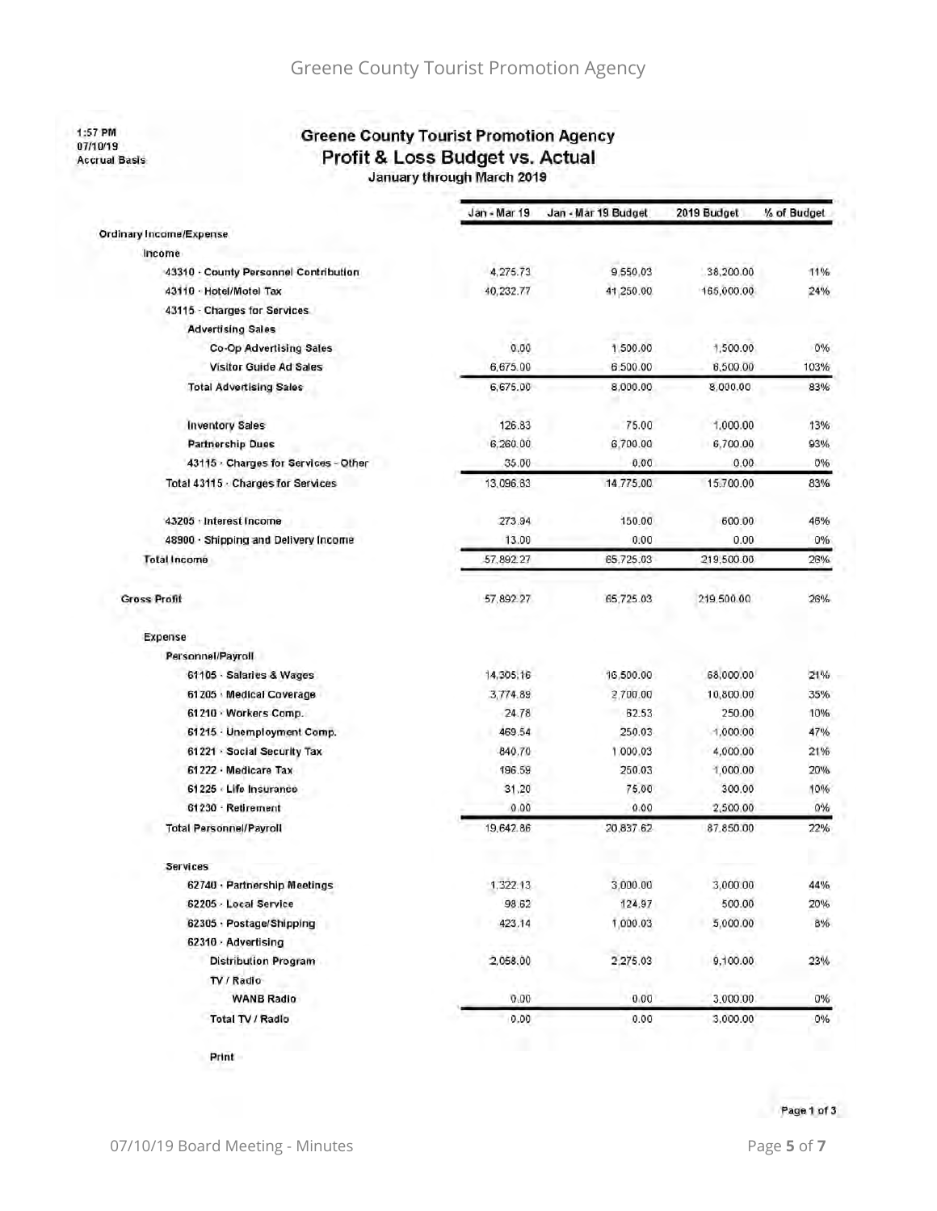1:57 PM
07/10/19
Accrual Basis

## Greene County Tourist Promotion Agency
## Profit & Loss Budget vs. Actual
### January through March 2019

| | Jan - Mar 19 | Jan - Mar 19 Budget | 2019 Budget | % of Budget |
|---|---|---|---|---|
| **Ordinary Income/Expense** | | | | |
| Income | | | | |
| 43310 · County Personnel Contribution | 4,275.73 | 9,550.03 | 38,200.00 | 11% |
| 43110 · Hotel/Motel Tax | 40,232.77 | 41,250.00 | 165,000.00 | 24% |
| 43115 · Charges for Services | | | | |
| Advertising Sales | | | | |
| Co-Op Advertising Sales | 0.00 | 1,500.00 | 1,500.00 | 0% |
| Visitor Guide Ad Sales | 6,675.00 | 6,500.00 | 6,500.00 | 103% |
| Total Advertising Sales | 6,675.00 | 8,000.00 | 8,000.00 | 83% |
| Inventory Sales | 126.83 | 75.00 | 1,000.00 | 13% |
| Partnership Dues | 6,260.00 | 6,700.00 | 6,700.00 | 93% |
| 43115 · Charges for Services - Other | 35.00 | 0.00 | 0.00 | 0% |
| Total 43115 · Charges for Services | 13,096.83 | 14,775.00 | 15,700.00 | 83% |
| 43205 · Interest Income | 273.94 | 150.00 | 600.00 | 46% |
| 48900 · Shipping and Delivery Income | 13.00 | 0.00 | 0.00 | 0% |
| Total Income | 57,892.27 | 65,725.03 | 219,500.00 | 26% |
| Gross Profit | 57,892.27 | 65,725.03 | 219,500.00 | 26% |
| Expense | | | | |
| Personnel/Payroll | | | | |
| 61105 · Salaries & Wages | 14,305.16 | 16,500.00 | 68,000.00 | 21% |
| 61205 · Medical Coverage | 3,774.89 | 2,700.00 | 10,800.00 | 35% |
| 61210 · Workers Comp. | 24.78 | 62.53 | 250.00 | 10% |
| 61215 · Unemployment Comp. | 469.54 | 250.03 | 1,000.00 | 47% |
| 61221 · Social Security Tax | 840.70 | 1,000.03 | 4,000.00 | 21% |
| 61222 · Medicare Tax | 196.59 | 250.03 | 1,000.00 | 20% |
| 61225 · Life Insurance | 31.20 | 75.00 | 300.00 | 10% |
| 61230 · Retirement | 0.00 | 0.00 | 2,500.00 | 0% |
| Total Personnel/Payroll | 19,642.86 | 20,837.62 | 87,850.00 | 22% |
| Services | | | | |
| 62740 · Partnership Meetings | 1,322.13 | 3,000.00 | 3,000.00 | 44% |
| 62205 · Local Service | 98.62 | 124.97 | 500.00 | 20% |
| 62305 · Postage/Shipping | 423.14 | 1,000.03 | 5,000.00 | 8% |
| 62310 · Advertising | | | | |
| Distribution Program | 2,058.00 | 2,275.03 | 9,100.00 | 23% |
| TV / Radio | | | | |
| WANB Radio | 0.00 | 0.00 | 3,000.00 | 0% |
| Total TV / Radio | 0.00 | 0.00 | 3,000.00 | 0% |
| Print | | | | |

Page 1 of 3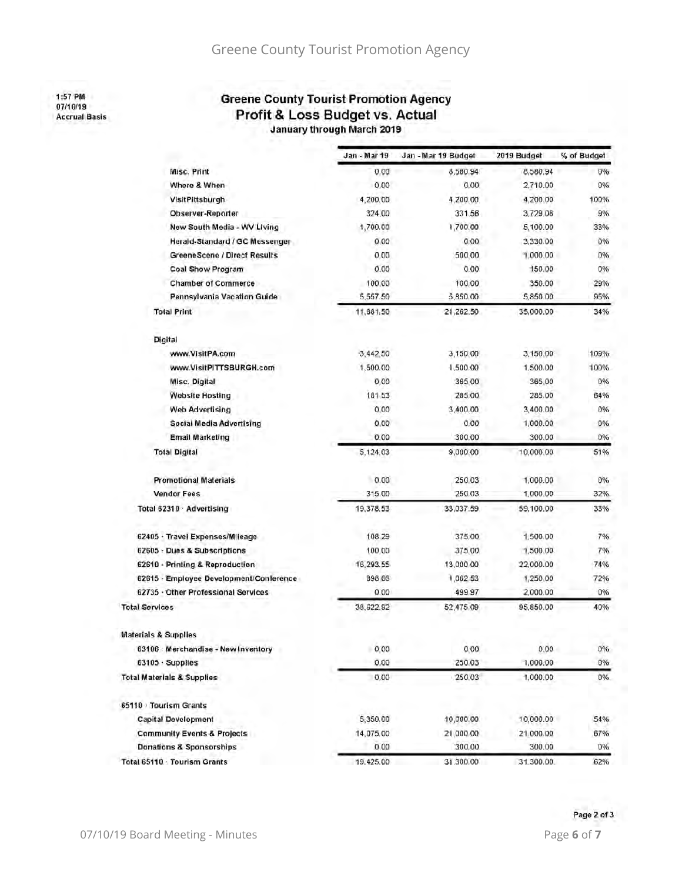1:57 PM
07/10/19
Accrual Basis

## Greene County Tourist Promotion Agency
### Profit & Loss Budget vs. Actual
**January through March 2019**

| | Jan - Mar 19 | Jan - Mar 19 Budget | 2019 Budget | % of Budget |
|---|---|---|---|---|
| Misc. Print | 0.00 | 8,580.94 | 8,580.94 | 0% |
| Where & When | 0.00 | 0.00 | 2,710.00 | 0% |
| VisitPittsburgh | 4,200.00 | 4,200.00 | 4,200.00 | 100% |
| Observer-Reporter | 324.00 | 331.56 | 3,729.06 | 9% |
| New South Media - WV Living | 1,700.00 | 1,700.00 | 5,100.00 | 33% |
| Herald-Standard / GC Messenger | 0.00 | 0.00 | 3,330.00 | 0% |
| GreeneScene / Direct Results | 0.00 | 500.00 | 1,000.00 | 0% |
| Coal Show Program | 0.00 | 0.00 | 150.00 | 0% |
| Chamber of Commerce | 100.00 | 100.00 | 350.00 | 29% |
| Pennsylvania Vacation Guide | 5,557.50 | 5,850.00 | 5,850.00 | 95% |
| Total Print | 11,881.50 | 21,262.50 | 35,000.00 | 34% |
| Digital | | | | |
| www.VisitPA.com | 3,442.50 | 3,150.00 | 3,150.00 | 109% |
| www.VisitPITTSBURGH.com | 1,500.00 | 1,500.00 | 1,500.00 | 100% |
| Misc. Digital | 0.00 | 365.00 | 365.00 | 0% |
| Website Hosting | 181.53 | 285.00 | 285.00 | 64% |
| Web Advertising | 0.00 | 3,400.00 | 3,400.00 | 0% |
| Social Media Advertising | 0.00 | 0.00 | 1,000.00 | 0% |
| Email Marketing | 0.00 | 300.00 | 300.00 | 0% |
| Total Digital | 5,124.03 | 9,000.00 | 10,000.00 | 51% |
| Promotional Materials | 0.00 | 250.03 | 1,000.00 | 0% |
| Vendor Fees | 315.00 | 250.03 | 1,000.00 | 32% |
| Total 62310 · Advertising | 19,378.53 | 33,037.59 | 59,100.00 | 33% |
| 62405 · Travel Expenses/Mileage | 108.29 | 375.00 | 1,500.00 | 7% |
| 62605 · Dues & Subscriptions | 100.00 | 375.00 | 1,500.00 | 7% |
| 62610 · Printing & Reproduction | 16,293.55 | 13,000.00 | 22,000.00 | 74% |
| 62615 · Employee Development/Conference | 898.66 | 1,062.53 | 1,250.00 | 72% |
| 62735 · Other Professional Services | 0.00 | 499.97 | 2,000.00 | 0% |
| Total Services | 38,622.92 | 52,475.09 | 95,850.00 | 40% |
| Materials & Supplies | | | | |
| 63106 · Merchandise - New Inventory | 0.00 | 0.00 | 0.00 | 0% |
| 63105 · Supplies | 0.00 | 250.03 | 1,000.00 | 0% |
| Total Materials & Supplies | 0.00 | 250.03 | 1,000.00 | 0% |
| 65110 · Tourism Grants | | | | |
| Capital Development | 5,350.00 | 10,000.00 | 10,000.00 | 54% |
| Community Events & Projects | 14,075.00 | 21,000.00 | 21,000.00 | 67% |
| Donations & Sponsorships | 0.00 | 300.00 | 300.00 | 0% |
| Total 65110 · Tourism Grants | 19,425.00 | 31,300.00 | 31,300.00 | 62% |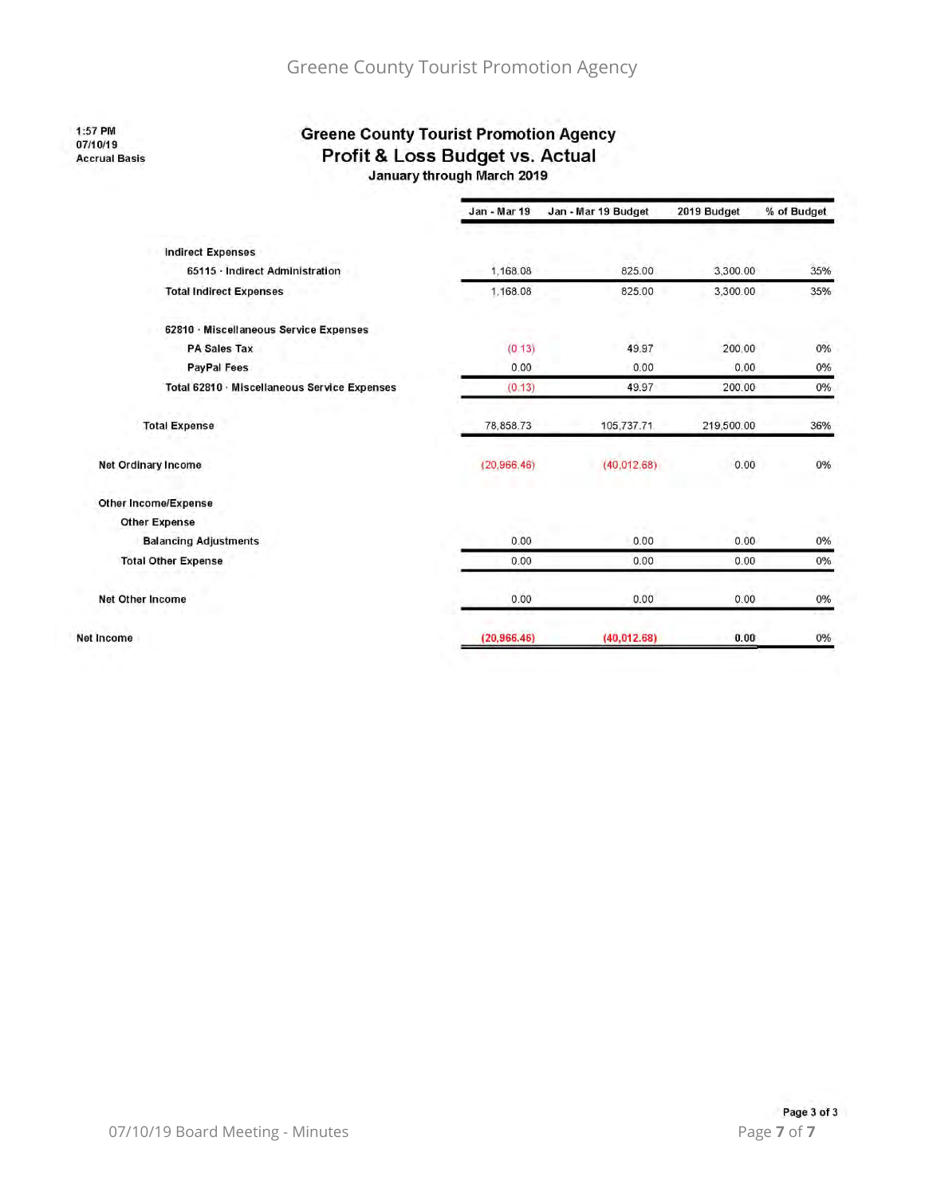1:57 PM
07/10/19
Accrual Basis

## Greene County Tourist Promotion Agency
## Profit & Loss Budget vs. Actual
### January through March 2019

| | Jan - Mar 19 | Jan - Mar 19 Budget | 2019 Budget | % of Budget |
|---|---|---|---|---|
| **Indirect Expenses** | | | | |
| 65115 · Indirect Administration | 1,168.08 | 825.00 | 3,300.00 | 35% |
| **Total Indirect Expenses** | 1,168.08 | 825.00 | 3,300.00 | 35% |
| **62810 · Miscellaneous Service Expenses** | | | | |
| PA Sales Tax | (0.13) | 49.97 | 200.00 | 0% |
| PayPal Fees | 0.00 | 0.00 | 0.00 | 0% |
| **Total 62810 · Miscellaneous Service Expenses** | (0.13) | 49.97 | 200.00 | 0% |
| **Total Expense** | 78,858.73 | 105,737.71 | 219,500.00 | 36% |
| **Net Ordinary Income** | (20,966.46) | (40,012.68) | 0.00 | 0% |
| **Other Income/Expense** | | | | |
| **Other Expense** | | | | |
| Balancing Adjustments | 0.00 | 0.00 | 0.00 | 0% |
| **Total Other Expense** | 0.00 | 0.00 | 0.00 | 0% |
| **Net Other Income** | 0.00 | 0.00 | 0.00 | 0% |
| **Net Income** | **(20,966.46)** | **(40,012.68)** | **0.00** | 0% |

Page 3 of 3

07/10/19 Board Meeting - Minutes